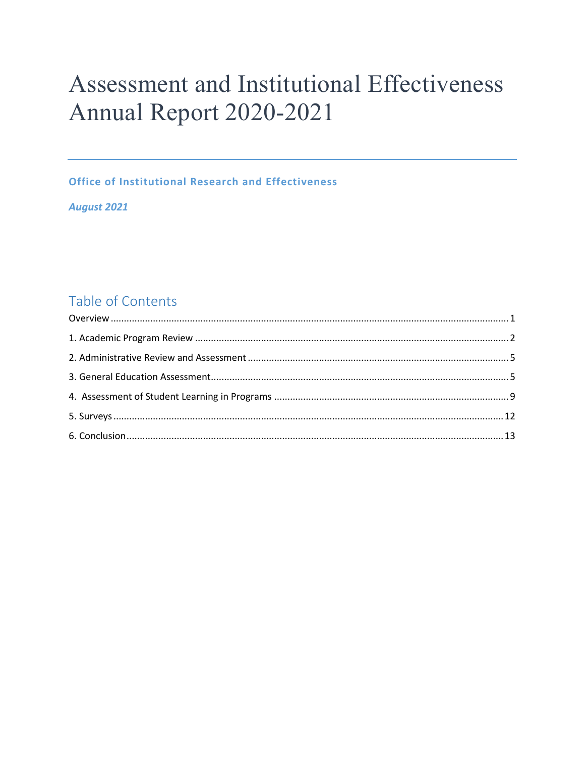# Assessment and Institutional Effectiveness Annual Report 2020-2021

**Office of Institutional Research and Effectiveness**

***August 2021***

## Table of Contents

Overview .................................................................................................................................. 1

1. Academic Program Review ................................................................................................. 2

2. Administrative Review and Assessment ............................................................................. 5

3. General Education Assessment.......................................................................................... 5

4. Assessment of Student Learning in Programs ................................................................... 9

5. Surveys .............................................................................................................................. 12

6. Conclusion......................................................................................................................... 13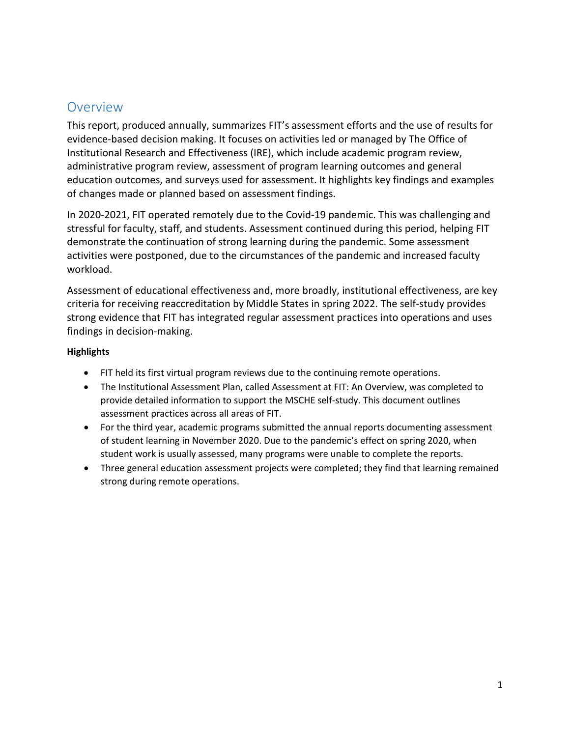## Overview

This report, produced annually, summarizes FIT's assessment efforts and the use of results for evidence-based decision making. It focuses on activities led or managed by The Office of Institutional Research and Effectiveness (IRE), which include academic program review, administrative program review, assessment of program learning outcomes and general education outcomes, and surveys used for assessment. It highlights key findings and examples of changes made or planned based on assessment findings.

In 2020-2021, FIT operated remotely due to the Covid-19 pandemic. This was challenging and stressful for faculty, staff, and students. Assessment continued during this period, helping FIT demonstrate the continuation of strong learning during the pandemic. Some assessment activities were postponed, due to the circumstances of the pandemic and increased faculty workload.

Assessment of educational effectiveness and, more broadly, institutional effectiveness, are key criteria for receiving reaccreditation by Middle States in spring 2022. The self-study provides strong evidence that FIT has integrated regular assessment practices into operations and uses findings in decision-making.

**Highlights**

- FIT held its first virtual program reviews due to the continuing remote operations.
- The Institutional Assessment Plan, called Assessment at FIT: An Overview, was completed to provide detailed information to support the MSCHE self-study. This document outlines assessment practices across all areas of FIT.
- For the third year, academic programs submitted the annual reports documenting assessment of student learning in November 2020. Due to the pandemic's effect on spring 2020, when student work is usually assessed, many programs were unable to complete the reports.
- Three general education assessment projects were completed; they find that learning remained strong during remote operations.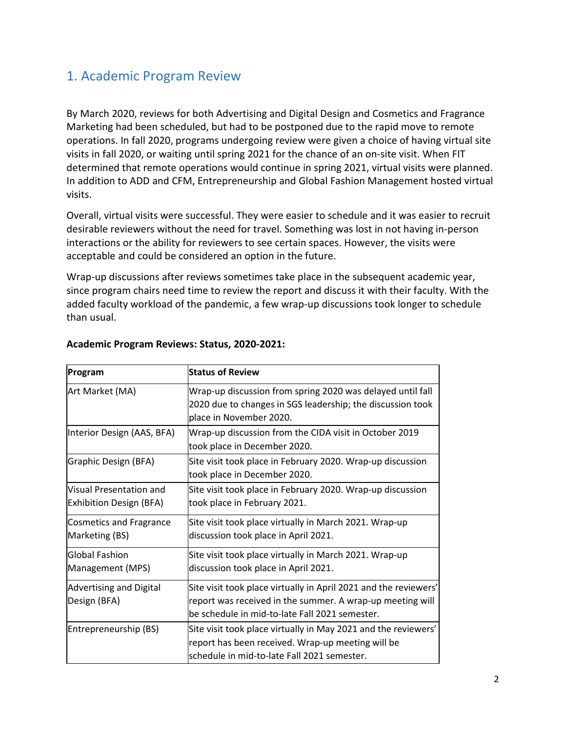## 1. Academic Program Review

By March 2020, reviews for both Advertising and Digital Design and Cosmetics and Fragrance Marketing had been scheduled, but had to be postponed due to the rapid move to remote operations. In fall 2020, programs undergoing review were given a choice of having virtual site visits in fall 2020, or waiting until spring 2021 for the chance of an on-site visit. When FIT determined that remote operations would continue in spring 2021, virtual visits were planned. In addition to ADD and CFM, Entrepreneurship and Global Fashion Management hosted virtual visits.

Overall, virtual visits were successful. They were easier to schedule and it was easier to recruit desirable reviewers without the need for travel. Something was lost in not having in-person interactions or the ability for reviewers to see certain spaces. However, the visits were acceptable and could be considered an option in the future.

Wrap-up discussions after reviews sometimes take place in the subsequent academic year, since program chairs need time to review the report and discuss it with their faculty. With the added faculty workload of the pandemic, a few wrap-up discussions took longer to schedule than usual.

**Academic Program Reviews: Status, 2020-2021:**

| Program | Status of Review |
|---|---|
| Art Market (MA) | Wrap-up discussion from spring 2020 was delayed until fall 2020 due to changes in SGS leadership; the discussion took place in November 2020. |
| Interior Design (AAS, BFA) | Wrap-up discussion from the CIDA visit in October 2019 took place in December 2020. |
| Graphic Design (BFA) | Site visit took place in February 2020. Wrap-up discussion took place in December 2020. |
| Visual Presentation and Exhibition Design (BFA) | Site visit took place in February 2020. Wrap-up discussion took place in February 2021. |
| Cosmetics and Fragrance Marketing (BS) | Site visit took place virtually in March 2021. Wrap-up discussion took place in April 2021. |
| Global Fashion Management (MPS) | Site visit took place virtually in March 2021. Wrap-up discussion took place in April 2021. |
| Advertising and Digital Design (BFA) | Site visit took place virtually in April 2021 and the reviewers' report was received in the summer. A wrap-up meeting will be schedule in mid-to-late Fall 2021 semester. |
| Entrepreneurship (BS) | Site visit took place virtually in May 2021 and the reviewers' report has been received. Wrap-up meeting will be schedule in mid-to-late Fall 2021 semester. |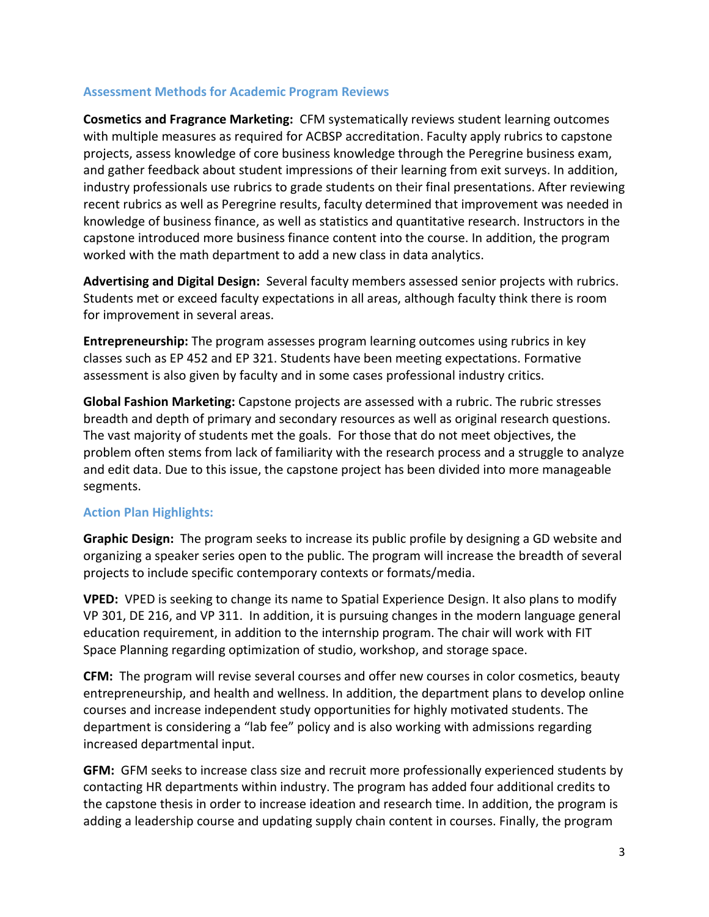## Assessment Methods for Academic Program Reviews

**Cosmetics and Fragrance Marketing:** CFM systematically reviews student learning outcomes with multiple measures as required for ACBSP accreditation. Faculty apply rubrics to capstone projects, assess knowledge of core business knowledge through the Peregrine business exam, and gather feedback about student impressions of their learning from exit surveys. In addition, industry professionals use rubrics to grade students on their final presentations. After reviewing recent rubrics as well as Peregrine results, faculty determined that improvement was needed in knowledge of business finance, as well as statistics and quantitative research. Instructors in the capstone introduced more business finance content into the course. In addition, the program worked with the math department to add a new class in data analytics.

**Advertising and Digital Design:** Several faculty members assessed senior projects with rubrics. Students met or exceed faculty expectations in all areas, although faculty think there is room for improvement in several areas.

**Entrepreneurship:** The program assesses program learning outcomes using rubrics in key classes such as EP 452 and EP 321. Students have been meeting expectations. Formative assessment is also given by faculty and in some cases professional industry critics.

**Global Fashion Marketing:** Capstone projects are assessed with a rubric. The rubric stresses breadth and depth of primary and secondary resources as well as original research questions. The vast majority of students met the goals. For those that do not meet objectives, the problem often stems from lack of familiarity with the research process and a struggle to analyze and edit data. Due to this issue, the capstone project has been divided into more manageable segments.

## Action Plan Highlights:

**Graphic Design:** The program seeks to increase its public profile by designing a GD website and organizing a speaker series open to the public. The program will increase the breadth of several projects to include specific contemporary contexts or formats/media.

**VPED:** VPED is seeking to change its name to Spatial Experience Design. It also plans to modify VP 301, DE 216, and VP 311. In addition, it is pursuing changes in the modern language general education requirement, in addition to the internship program. The chair will work with FIT Space Planning regarding optimization of studio, workshop, and storage space.

**CFM:** The program will revise several courses and offer new courses in color cosmetics, beauty entrepreneurship, and health and wellness. In addition, the department plans to develop online courses and increase independent study opportunities for highly motivated students. The department is considering a "lab fee" policy and is also working with admissions regarding increased departmental input.

**GFM:** GFM seeks to increase class size and recruit more professionally experienced students by contacting HR departments within industry. The program has added four additional credits to the capstone thesis in order to increase ideation and research time. In addition, the program is adding a leadership course and updating supply chain content in courses. Finally, the program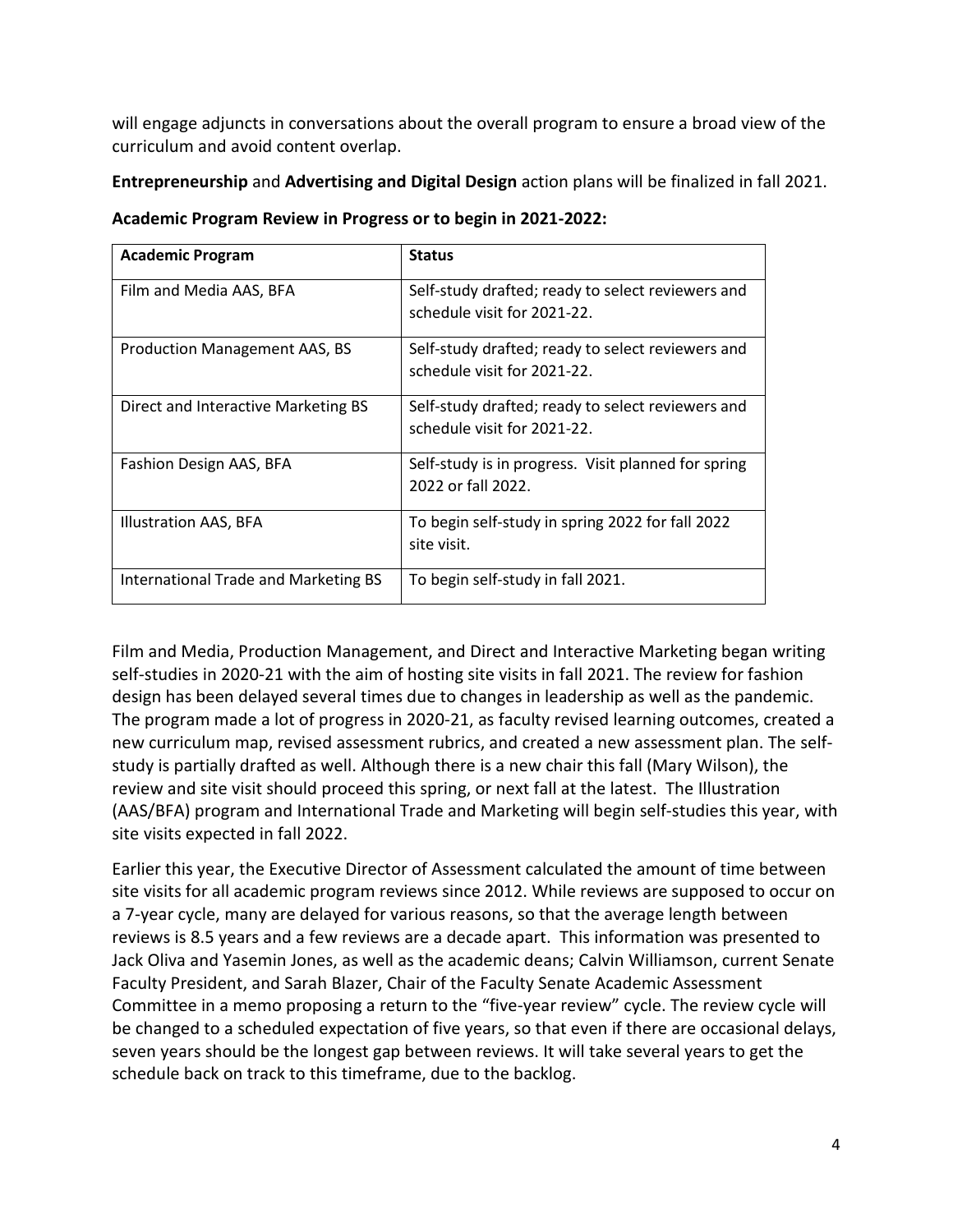will engage adjuncts in conversations about the overall program to ensure a broad view of the curriculum and avoid content overlap.

**Entrepreneurship** and **Advertising and Digital Design** action plans will be finalized in fall 2021.

**Academic Program Review in Progress or to begin in 2021-2022:**

| **Academic Program** | **Status** |
|---|---|
| Film and Media AAS, BFA | Self-study drafted; ready to select reviewers and schedule visit for 2021-22. |
| Production Management AAS, BS | Self-study drafted; ready to select reviewers and schedule visit for 2021-22. |
| Direct and Interactive Marketing BS | Self-study drafted; ready to select reviewers and schedule visit for 2021-22. |
| Fashion Design AAS, BFA | Self-study is in progress. Visit planned for spring 2022 or fall 2022. |
| Illustration AAS, BFA | To begin self-study in spring 2022 for fall 2022 site visit. |
| International Trade and Marketing BS | To begin self-study in fall 2021. |

Film and Media, Production Management, and Direct and Interactive Marketing began writing self-studies in 2020-21 with the aim of hosting site visits in fall 2021. The review for fashion design has been delayed several times due to changes in leadership as well as the pandemic. The program made a lot of progress in 2020-21, as faculty revised learning outcomes, created a new curriculum map, revised assessment rubrics, and created a new assessment plan. The self-study is partially drafted as well. Although there is a new chair this fall (Mary Wilson), the review and site visit should proceed this spring, or next fall at the latest. The Illustration (AAS/BFA) program and International Trade and Marketing will begin self-studies this year, with site visits expected in fall 2022.

Earlier this year, the Executive Director of Assessment calculated the amount of time between site visits for all academic program reviews since 2012. While reviews are supposed to occur on a 7-year cycle, many are delayed for various reasons, so that the average length between reviews is 8.5 years and a few reviews are a decade apart. This information was presented to Jack Oliva and Yasemin Jones, as well as the academic deans; Calvin Williamson, current Senate Faculty President, and Sarah Blazer, Chair of the Faculty Senate Academic Assessment Committee in a memo proposing a return to the "five-year review" cycle. The review cycle will be changed to a scheduled expectation of five years, so that even if there are occasional delays, seven years should be the longest gap between reviews. It will take several years to get the schedule back on track to this timeframe, due to the backlog.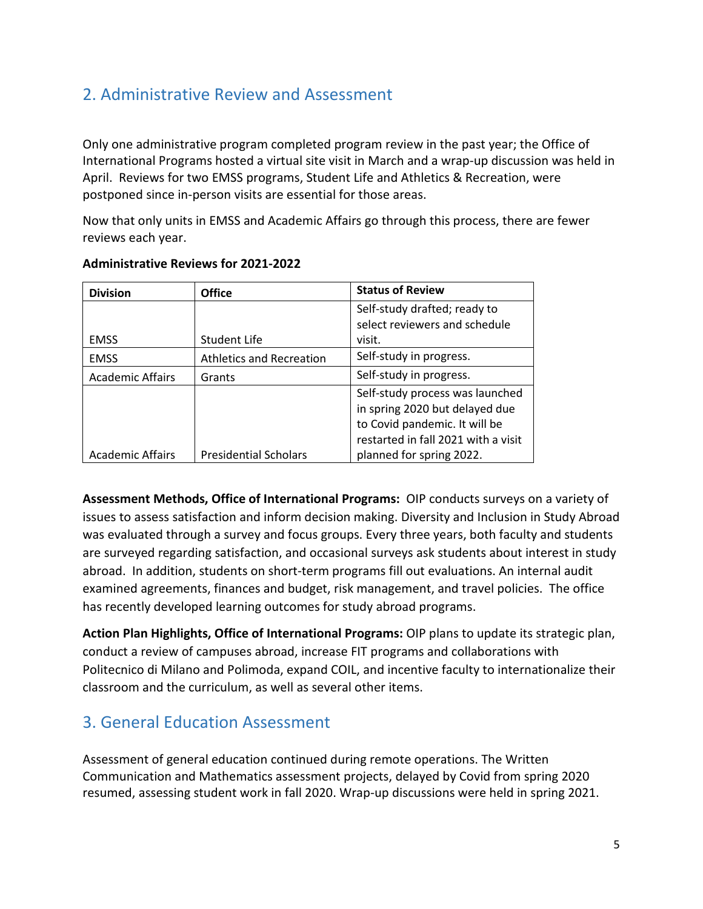## 2. Administrative Review and Assessment

Only one administrative program completed program review in the past year; the Office of International Programs hosted a virtual site visit in March and a wrap-up discussion was held in April. Reviews for two EMSS programs, Student Life and Athletics & Recreation, were postponed since in-person visits are essential for those areas.

Now that only units in EMSS and Academic Affairs go through this process, there are fewer reviews each year.

**Administrative Reviews for 2021-2022**

| Division | Office | Status of Review |
|---|---|---|
| EMSS | Student Life | Self-study drafted; ready to select reviewers and schedule visit. |
| EMSS | Athletics and Recreation | Self-study in progress. |
| Academic Affairs | Grants | Self-study in progress. |
| Academic Affairs | Presidential Scholars | Self-study process was launched in spring 2020 but delayed due to Covid pandemic. It will be restarted in fall 2021 with a visit planned for spring 2022. |

**Assessment Methods, Office of International Programs:** OIP conducts surveys on a variety of issues to assess satisfaction and inform decision making. Diversity and Inclusion in Study Abroad was evaluated through a survey and focus groups. Every three years, both faculty and students are surveyed regarding satisfaction, and occasional surveys ask students about interest in study abroad. In addition, students on short-term programs fill out evaluations. An internal audit examined agreements, finances and budget, risk management, and travel policies. The office has recently developed learning outcomes for study abroad programs.

**Action Plan Highlights, Office of International Programs:** OIP plans to update its strategic plan, conduct a review of campuses abroad, increase FIT programs and collaborations with Politecnico di Milano and Polimoda, expand COIL, and incentive faculty to internationalize their classroom and the curriculum, as well as several other items.

## 3. General Education Assessment

Assessment of general education continued during remote operations. The Written Communication and Mathematics assessment projects, delayed by Covid from spring 2020 resumed, assessing student work in fall 2020. Wrap-up discussions were held in spring 2021.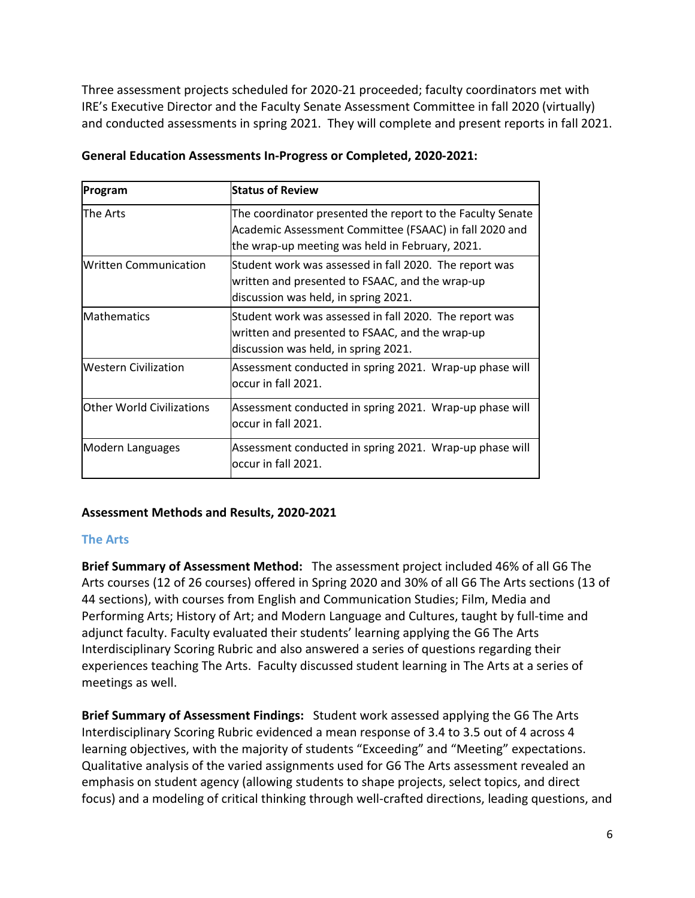Three assessment projects scheduled for 2020-21 proceeded; faculty coordinators met with IRE's Executive Director and the Faculty Senate Assessment Committee in fall 2020 (virtually) and conducted assessments in spring 2021. They will complete and present reports in fall 2021.

**General Education Assessments In-Progress or Completed, 2020-2021:**

| Program | Status of Review |
|---|---|
| The Arts | The coordinator presented the report to the Faculty Senate Academic Assessment Committee (FSAAC) in fall 2020 and the wrap-up meeting was held in February, 2021. |
| Written Communication | Student work was assessed in fall 2020. The report was written and presented to FSAAC, and the wrap-up discussion was held, in spring 2021. |
| Mathematics | Student work was assessed in fall 2020. The report was written and presented to FSAAC, and the wrap-up discussion was held, in spring 2021. |
| Western Civilization | Assessment conducted in spring 2021. Wrap-up phase will occur in fall 2021. |
| Other World Civilizations | Assessment conducted in spring 2021. Wrap-up phase will occur in fall 2021. |
| Modern Languages | Assessment conducted in spring 2021. Wrap-up phase will occur in fall 2021. |

**Assessment Methods and Results, 2020-2021**

### The Arts

**Brief Summary of Assessment Method:** The assessment project included 46% of all G6 The Arts courses (12 of 26 courses) offered in Spring 2020 and 30% of all G6 The Arts sections (13 of 44 sections), with courses from English and Communication Studies; Film, Media and Performing Arts; History of Art; and Modern Language and Cultures, taught by full-time and adjunct faculty. Faculty evaluated their students' learning applying the G6 The Arts Interdisciplinary Scoring Rubric and also answered a series of questions regarding their experiences teaching The Arts. Faculty discussed student learning in The Arts at a series of meetings as well.

**Brief Summary of Assessment Findings:** Student work assessed applying the G6 The Arts Interdisciplinary Scoring Rubric evidenced a mean response of 3.4 to 3.5 out of 4 across 4 learning objectives, with the majority of students "Exceeding" and "Meeting" expectations. Qualitative analysis of the varied assignments used for G6 The Arts assessment revealed an emphasis on student agency (allowing students to shape projects, select topics, and direct focus) and a modeling of critical thinking through well-crafted directions, leading questions, and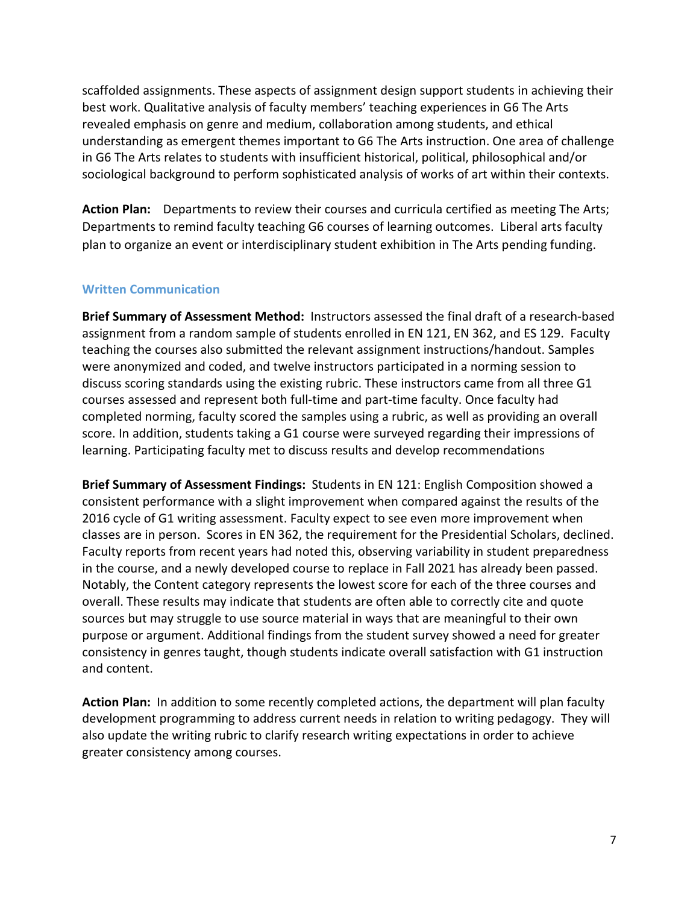scaffolded assignments. These aspects of assignment design support students in achieving their best work. Qualitative analysis of faculty members' teaching experiences in G6 The Arts revealed emphasis on genre and medium, collaboration among students, and ethical understanding as emergent themes important to G6 The Arts instruction. One area of challenge in G6 The Arts relates to students with insufficient historical, political, philosophical and/or sociological background to perform sophisticated analysis of works of art within their contexts.

**Action Plan:** Departments to review their courses and curricula certified as meeting The Arts; Departments to remind faculty teaching G6 courses of learning outcomes. Liberal arts faculty plan to organize an event or interdisciplinary student exhibition in The Arts pending funding.

### Written Communication

**Brief Summary of Assessment Method:** Instructors assessed the final draft of a research-based assignment from a random sample of students enrolled in EN 121, EN 362, and ES 129. Faculty teaching the courses also submitted the relevant assignment instructions/handout. Samples were anonymized and coded, and twelve instructors participated in a norming session to discuss scoring standards using the existing rubric. These instructors came from all three G1 courses assessed and represent both full-time and part-time faculty. Once faculty had completed norming, faculty scored the samples using a rubric, as well as providing an overall score. In addition, students taking a G1 course were surveyed regarding their impressions of learning. Participating faculty met to discuss results and develop recommendations

**Brief Summary of Assessment Findings:** Students in EN 121: English Composition showed a consistent performance with a slight improvement when compared against the results of the 2016 cycle of G1 writing assessment. Faculty expect to see even more improvement when classes are in person. Scores in EN 362, the requirement for the Presidential Scholars, declined. Faculty reports from recent years had noted this, observing variability in student preparedness in the course, and a newly developed course to replace in Fall 2021 has already been passed. Notably, the Content category represents the lowest score for each of the three courses and overall. These results may indicate that students are often able to correctly cite and quote sources but may struggle to use source material in ways that are meaningful to their own purpose or argument. Additional findings from the student survey showed a need for greater consistency in genres taught, though students indicate overall satisfaction with G1 instruction and content.

**Action Plan:** In addition to some recently completed actions, the department will plan faculty development programming to address current needs in relation to writing pedagogy. They will also update the writing rubric to clarify research writing expectations in order to achieve greater consistency among courses.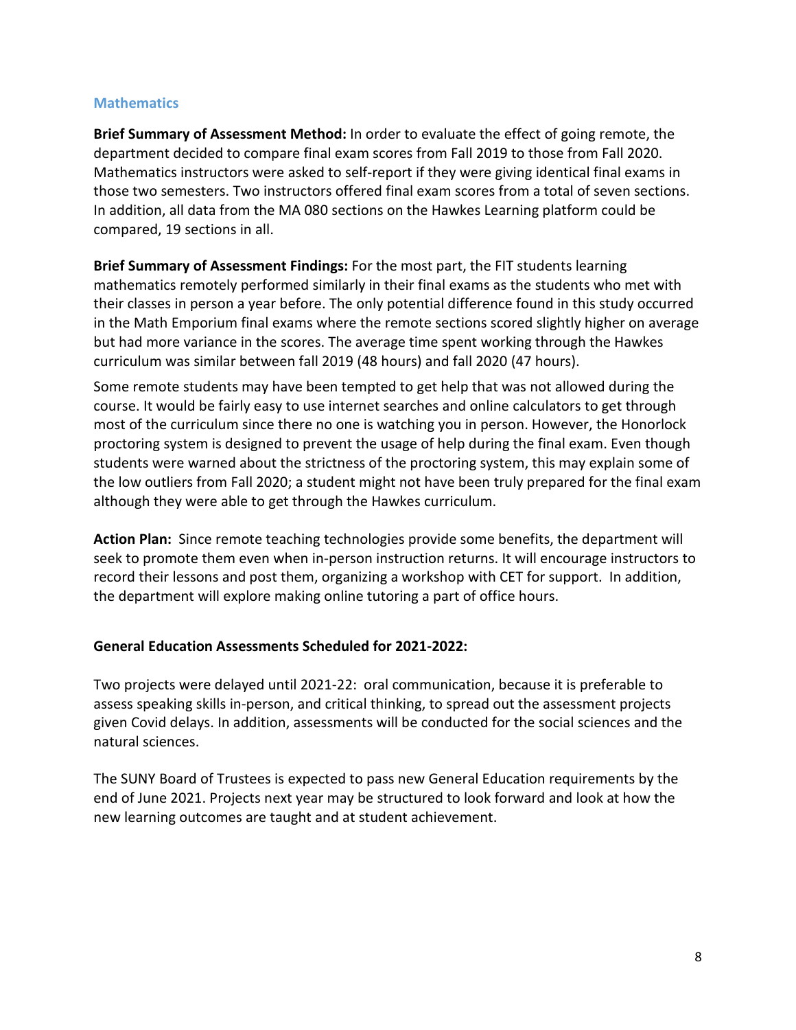### Mathematics

**Brief Summary of Assessment Method:** In order to evaluate the effect of going remote, the department decided to compare final exam scores from Fall 2019 to those from Fall 2020. Mathematics instructors were asked to self-report if they were giving identical final exams in those two semesters. Two instructors offered final exam scores from a total of seven sections. In addition, all data from the MA 080 sections on the Hawkes Learning platform could be compared, 19 sections in all.

**Brief Summary of Assessment Findings:** For the most part, the FIT students learning mathematics remotely performed similarly in their final exams as the students who met with their classes in person a year before. The only potential difference found in this study occurred in the Math Emporium final exams where the remote sections scored slightly higher on average but had more variance in the scores. The average time spent working through the Hawkes curriculum was similar between fall 2019 (48 hours) and fall 2020 (47 hours).

Some remote students may have been tempted to get help that was not allowed during the course. It would be fairly easy to use internet searches and online calculators to get through most of the curriculum since there no one is watching you in person. However, the Honorlock proctoring system is designed to prevent the usage of help during the final exam. Even though students were warned about the strictness of the proctoring system, this may explain some of the low outliers from Fall 2020; a student might not have been truly prepared for the final exam although they were able to get through the Hawkes curriculum.

**Action Plan:** Since remote teaching technologies provide some benefits, the department will seek to promote them even when in-person instruction returns. It will encourage instructors to record their lessons and post them, organizing a workshop with CET for support. In addition, the department will explore making online tutoring a part of office hours.

**General Education Assessments Scheduled for 2021-2022:**

Two projects were delayed until 2021-22: oral communication, because it is preferable to assess speaking skills in-person, and critical thinking, to spread out the assessment projects given Covid delays. In addition, assessments will be conducted for the social sciences and the natural sciences.

The SUNY Board of Trustees is expected to pass new General Education requirements by the end of June 2021. Projects next year may be structured to look forward and look at how the new learning outcomes are taught and at student achievement.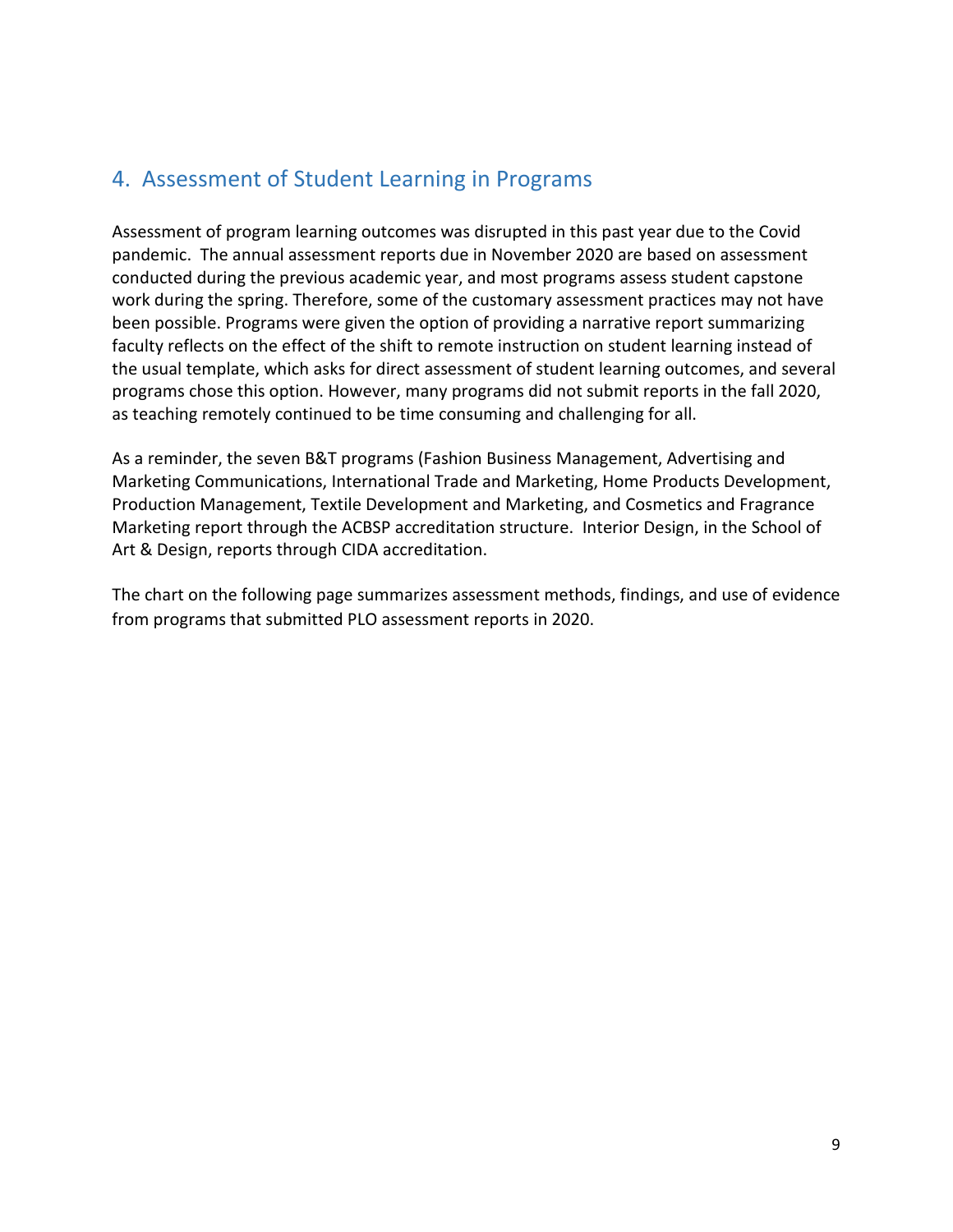## 4. Assessment of Student Learning in Programs

Assessment of program learning outcomes was disrupted in this past year due to the Covid pandemic. The annual assessment reports due in November 2020 are based on assessment conducted during the previous academic year, and most programs assess student capstone work during the spring. Therefore, some of the customary assessment practices may not have been possible. Programs were given the option of providing a narrative report summarizing faculty reflects on the effect of the shift to remote instruction on student learning instead of the usual template, which asks for direct assessment of student learning outcomes, and several programs chose this option. However, many programs did not submit reports in the fall 2020, as teaching remotely continued to be time consuming and challenging for all.

As a reminder, the seven B&T programs (Fashion Business Management, Advertising and Marketing Communications, International Trade and Marketing, Home Products Development, Production Management, Textile Development and Marketing, and Cosmetics and Fragrance Marketing report through the ACBSP accreditation structure. Interior Design, in the School of Art & Design, reports through CIDA accreditation.

The chart on the following page summarizes assessment methods, findings, and use of evidence from programs that submitted PLO assessment reports in 2020.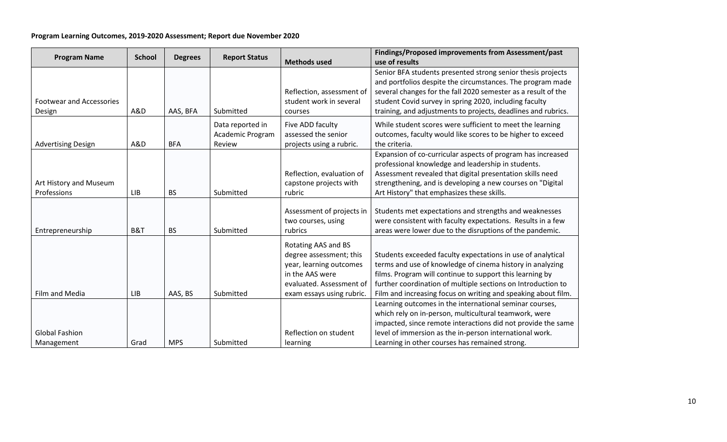**Program Learning Outcomes, 2019-2020 Assessment; Report due November 2020**

| Program Name | School | Degrees | Report Status | Methods used | Findings/Proposed improvements from Assessment/past use of results |
|---|---|---|---|---|---|
| Footwear and Accessories Design | A&D | AAS, BFA | Submitted | Reflection, assessment of student work in several courses | Senior BFA students presented strong senior thesis projects and portfolios despite the circumstances. The program made several changes for the fall 2020 semester as a result of the student Covid survey in spring 2020, including faculty training, and adjustments to projects, deadlines and rubrics. |
| Advertising Design | A&D | BFA | Data reported in Academic Program Review | Five ADD faculty assessed the senior projects using a rubric. | While student scores were sufficient to meet the learning outcomes, faculty would like scores to be higher to exceed the criteria. |
| Art History and Museum Professions | LIB | BS | Submitted | Reflection, evaluation of capstone projects with rubric | Expansion of co-curricular aspects of program has increased professional knowledge and leadership in students. Assessment revealed that digital presentation skills need strengthening, and is developing a new courses on "Digital Art History" that emphasizes these skills. |
| Entrepreneurship | B&T | BS | Submitted | Assessment of projects in two courses, using rubrics | Students met expectations and strengths and weaknesses were consistent with faculty expectations. Results in a few areas were lower due to the disruptions of the pandemic. |
| Film and Media | LIB | AAS, BS | Submitted | Rotating AAS and BS degree assessment; this year, learning outcomes in the AAS were evaluated. Assessment of exam essays using rubric. | Students exceeded faculty expectations in use of analytical terms and use of knowledge of cinema history in analyzing films. Program will continue to support this learning by further coordination of multiple sections on Introduction to Film and increasing focus on writing and speaking about film. |
| Global Fashion Management | Grad | MPS | Submitted | Reflection on student learning | Learning outcomes in the international seminar courses, which rely on in-person, multicultural teamwork, were impacted, since remote interactions did not provide the same level of immersion as the in-person international work. Learning in other courses has remained strong. |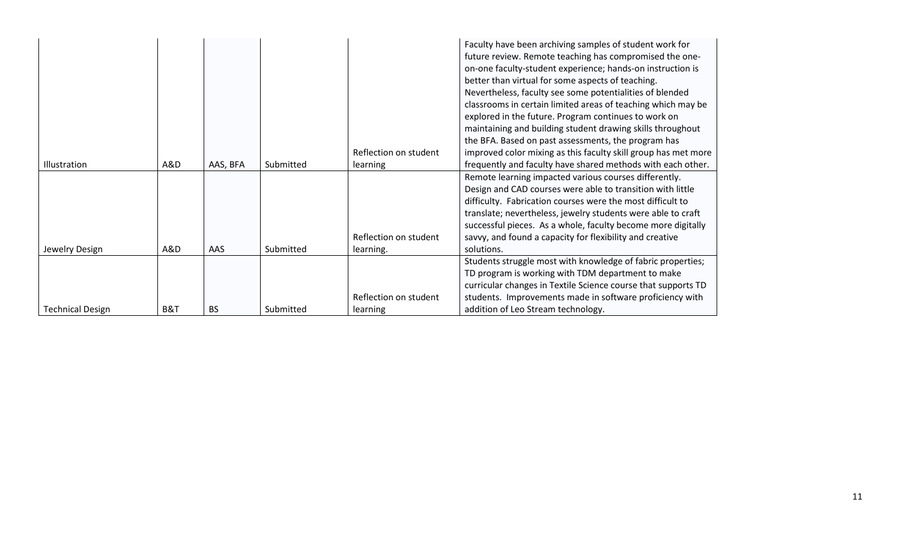| | | | | | |
|---|---|---|---|---|---|
| Illustration | A&D | AAS, BFA | Submitted | Reflection on student learning | Faculty have been archiving samples of student work for future review. Remote teaching has compromised the one-on-one faculty-student experience; hands-on instruction is better than virtual for some aspects of teaching. Nevertheless, faculty see some potentialities of blended classrooms in certain limited areas of teaching which may be explored in the future. Program continues to work on maintaining and building student drawing skills throughout the BFA. Based on past assessments, the program has improved color mixing as this faculty skill group has met more frequently and faculty have shared methods with each other. |
| Jewelry Design | A&D | AAS | Submitted | Reflection on student learning. | Remote learning impacted various courses differently. Design and CAD courses were able to transition with little difficulty. Fabrication courses were the most difficult to translate; nevertheless, jewelry students were able to craft successful pieces. As a whole, faculty become more digitally savvy, and found a capacity for flexibility and creative solutions. |
| Technical Design | B&T | BS | Submitted | Reflection on student learning | Students struggle most with knowledge of fabric properties; TD program is working with TDM department to make curricular changes in Textile Science course that supports TD students. Improvements made in software proficiency with addition of Leo Stream technology. |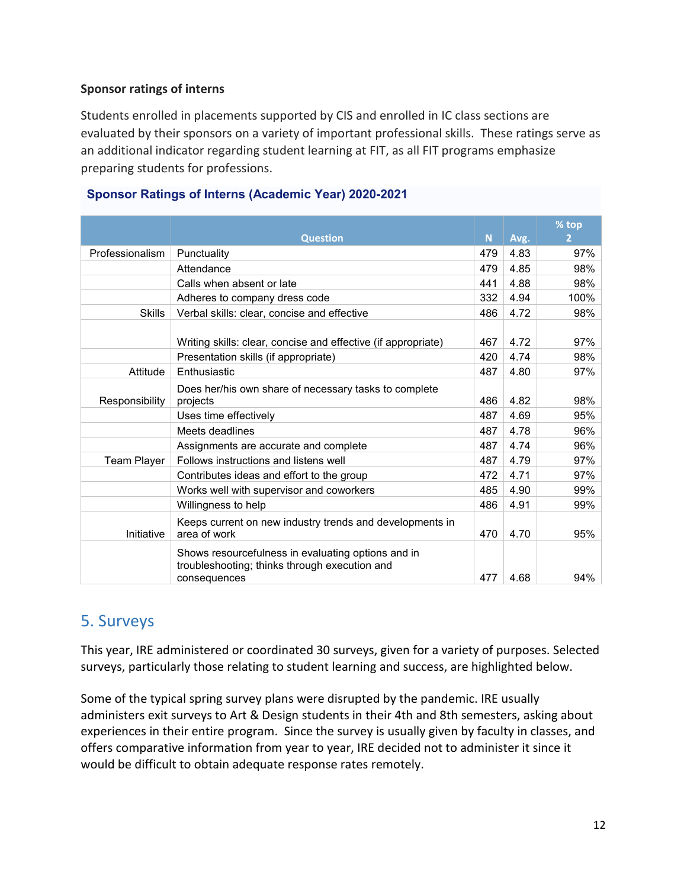**Sponsor ratings of interns**

Students enrolled in placements supported by CIS and enrolled in IC class sections are evaluated by their sponsors on a variety of important professional skills. These ratings serve as an additional indicator regarding student learning at FIT, as all FIT programs emphasize preparing students for professions.

**Sponsor Ratings of Interns (Academic Year) 2020-2021**

| | Question | N | Avg. | % top 2 |
|---|---|---|---|---|
| Professionalism | Punctuality | 479 | 4.83 | 97% |
| | Attendance | 479 | 4.85 | 98% |
| | Calls when absent or late | 441 | 4.88 | 98% |
| | Adheres to company dress code | 332 | 4.94 | 100% |
| Skills | Verbal skills: clear, concise and effective | 486 | 4.72 | 98% |
| | Writing skills: clear, concise and effective (if appropriate) | 467 | 4.72 | 97% |
| | Presentation skills (if appropriate) | 420 | 4.74 | 98% |
| Attitude | Enthusiastic | 487 | 4.80 | 97% |
| Responsibility | Does her/his own share of necessary tasks to complete projects | 486 | 4.82 | 98% |
| | Uses time effectively | 487 | 4.69 | 95% |
| | Meets deadlines | 487 | 4.78 | 96% |
| | Assignments are accurate and complete | 487 | 4.74 | 96% |
| Team Player | Follows instructions and listens well | 487 | 4.79 | 97% |
| | Contributes ideas and effort to the group | 472 | 4.71 | 97% |
| | Works well with supervisor and coworkers | 485 | 4.90 | 99% |
| | Willingness to help | 486 | 4.91 | 99% |
| Initiative | Keeps current on new industry trends and developments in area of work | 470 | 4.70 | 95% |
| | Shows resourcefulness in evaluating options and in troubleshooting; thinks through execution and consequences | 477 | 4.68 | 94% |

## 5. Surveys

This year, IRE administered or coordinated 30 surveys, given for a variety of purposes. Selected surveys, particularly those relating to student learning and success, are highlighted below.

Some of the typical spring survey plans were disrupted by the pandemic. IRE usually administers exit surveys to Art & Design students in their 4th and 8th semesters, asking about experiences in their entire program. Since the survey is usually given by faculty in classes, and offers comparative information from year to year, IRE decided not to administer it since it would be difficult to obtain adequate response rates remotely.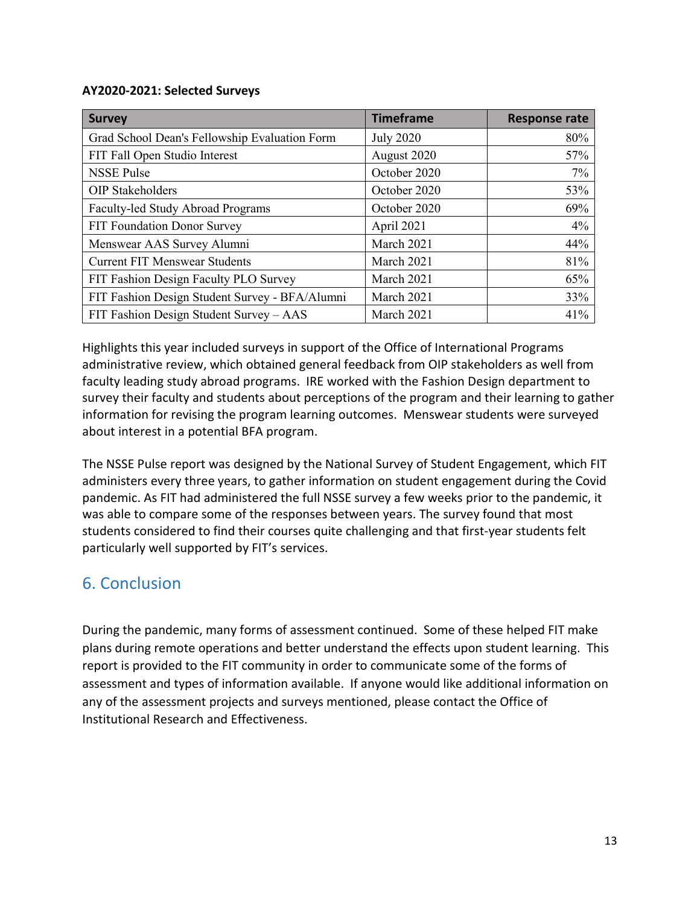**AY2020-2021: Selected Surveys**

| Survey | Timeframe | Response rate |
|---|---|---|
| Grad School Dean's Fellowship Evaluation Form | July 2020 | 80% |
| FIT Fall Open Studio Interest | August 2020 | 57% |
| NSSE Pulse | October 2020 | 7% |
| OIP Stakeholders | October 2020 | 53% |
| Faculty-led Study Abroad Programs | October 2020 | 69% |
| FIT Foundation Donor Survey | April 2021 | 4% |
| Menswear AAS Survey Alumni | March 2021 | 44% |
| Current FIT Menswear Students | March 2021 | 81% |
| FIT Fashion Design Faculty PLO Survey | March 2021 | 65% |
| FIT Fashion Design Student Survey - BFA/Alumni | March 2021 | 33% |
| FIT Fashion Design Student Survey – AAS | March 2021 | 41% |

Highlights this year included surveys in support of the Office of International Programs administrative review, which obtained general feedback from OIP stakeholders as well from faculty leading study abroad programs. IRE worked with the Fashion Design department to survey their faculty and students about perceptions of the program and their learning to gather information for revising the program learning outcomes. Menswear students were surveyed about interest in a potential BFA program.

The NSSE Pulse report was designed by the National Survey of Student Engagement, which FIT administers every three years, to gather information on student engagement during the Covid pandemic. As FIT had administered the full NSSE survey a few weeks prior to the pandemic, it was able to compare some of the responses between years. The survey found that most students considered to find their courses quite challenging and that first-year students felt particularly well supported by FIT's services.

## 6. Conclusion

During the pandemic, many forms of assessment continued. Some of these helped FIT make plans during remote operations and better understand the effects upon student learning. This report is provided to the FIT community in order to communicate some of the forms of assessment and types of information available. If anyone would like additional information on any of the assessment projects and surveys mentioned, please contact the Office of Institutional Research and Effectiveness.